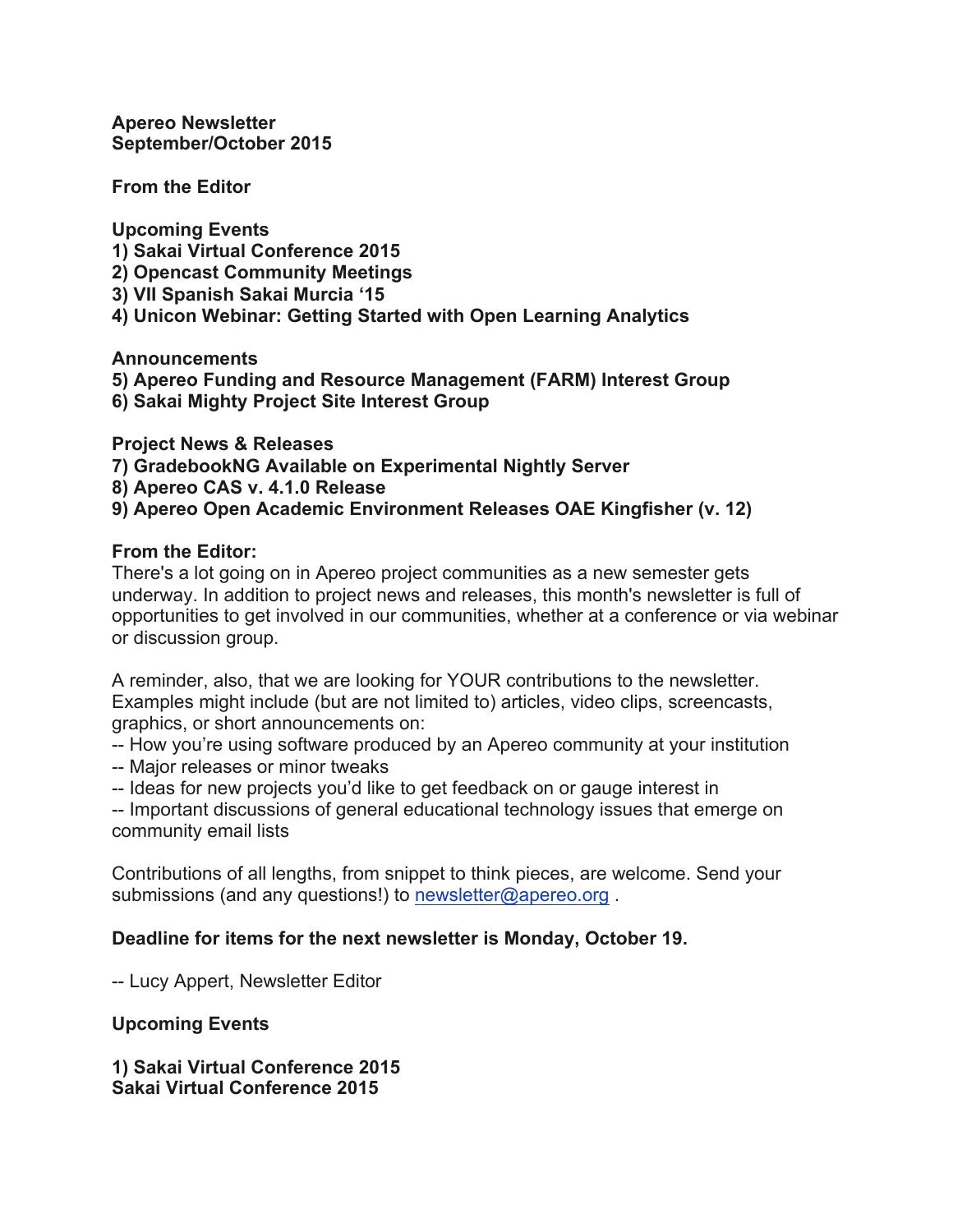**Apereo Newsletter**
**September/October 2015**

**From the Editor**

**Upcoming Events**
**1) Sakai Virtual Conference 2015**
**2) Opencast Community Meetings**
**3) VII Spanish Sakai Murcia '15**
**4) Unicon Webinar: Getting Started with Open Learning Analytics**

**Announcements**
**5) Apereo Funding and Resource Management (FARM) Interest Group**
**6) Sakai Mighty Project Site Interest Group**

**Project News & Releases**
**7) GradebookNG Available on Experimental Nightly Server**
**8) Apereo CAS v. 4.1.0 Release**
**9) Apereo Open Academic Environment Releases OAE Kingfisher (v. 12)**

**From the Editor:**
There's a lot going on in Apereo project communities as a new semester gets underway. In addition to project news and releases, this month's newsletter is full of opportunities to get involved in our communities, whether at a conference or via webinar or discussion group.

A reminder, also, that we are looking for YOUR contributions to the newsletter. Examples might include (but are not limited to) articles, video clips, screencasts, graphics, or short announcements on:
-- How you're using software produced by an Apereo community at your institution
-- Major releases or minor tweaks
-- Ideas for new projects you'd like to get feedback on or gauge interest in
-- Important discussions of general educational technology issues that emerge on community email lists

Contributions of all lengths, from snippet to think pieces, are welcome. Send your submissions (and any questions!) to newsletter@apereo.org .

**Deadline for items for the next newsletter is Monday, October 19.**

-- Lucy Appert, Newsletter Editor

**Upcoming Events**

**1) Sakai Virtual Conference 2015**
**Sakai Virtual Conference 2015**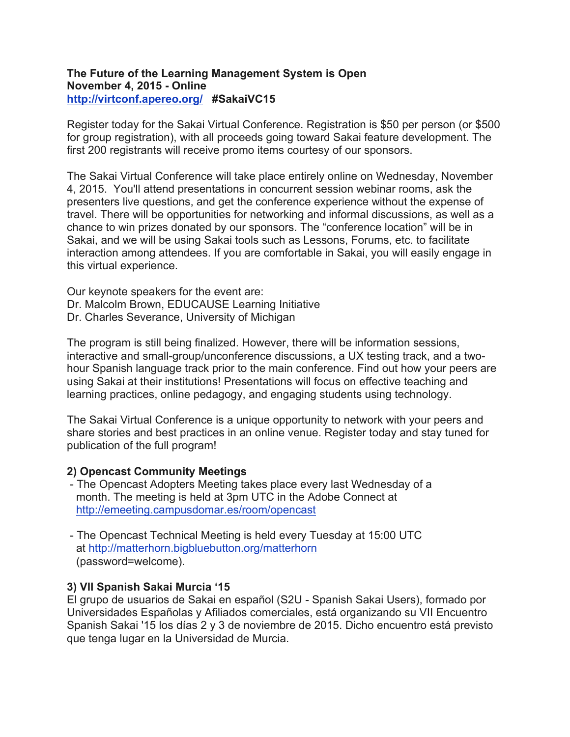**The Future of the Learning Management System is Open**
**November 4, 2015 - Online**
**http://virtconf.apereo.org/ #SakaiVC15**

Register today for the Sakai Virtual Conference. Registration is $50 per person (or $500 for group registration), with all proceeds going toward Sakai feature development. The first 200 registrants will receive promo items courtesy of our sponsors.

The Sakai Virtual Conference will take place entirely online on Wednesday, November 4, 2015. You'll attend presentations in concurrent session webinar rooms, ask the presenters live questions, and get the conference experience without the expense of travel. There will be opportunities for networking and informal discussions, as well as a chance to win prizes donated by our sponsors. The "conference location" will be in Sakai, and we will be using Sakai tools such as Lessons, Forums, etc. to facilitate interaction among attendees. If you are comfortable in Sakai, you will easily engage in this virtual experience.

Our keynote speakers for the event are:
Dr. Malcolm Brown, EDUCAUSE Learning Initiative
Dr. Charles Severance, University of Michigan

The program is still being finalized. However, there will be information sessions, interactive and small-group/unconference discussions, a UX testing track, and a two-hour Spanish language track prior to the main conference. Find out how your peers are using Sakai at their institutions! Presentations will focus on effective teaching and learning practices, online pedagogy, and engaging students using technology.

The Sakai Virtual Conference is a unique opportunity to network with your peers and share stories and best practices in an online venue. Register today and stay tuned for publication of the full program!

**2) Opencast Community Meetings**

- The Opencast Adopters Meeting takes place every last Wednesday of a month. The meeting is held at 3pm UTC in the Adobe Connect at http://emeeting.campusdomar.es/room/opencast

- The Opencast Technical Meeting is held every Tuesday at 15:00 UTC at http://matterhorn.bigbluebutton.org/matterhorn (password=welcome).

**3) VII Spanish Sakai Murcia '15**

El grupo de usuarios de Sakai en español (S2U - Spanish Sakai Users), formado por Universidades Españolas y Afiliados comerciales, está organizando su VII Encuentro Spanish Sakai '15 los días 2 y 3 de noviembre de 2015. Dicho encuentro está previsto que tenga lugar en la Universidad de Murcia.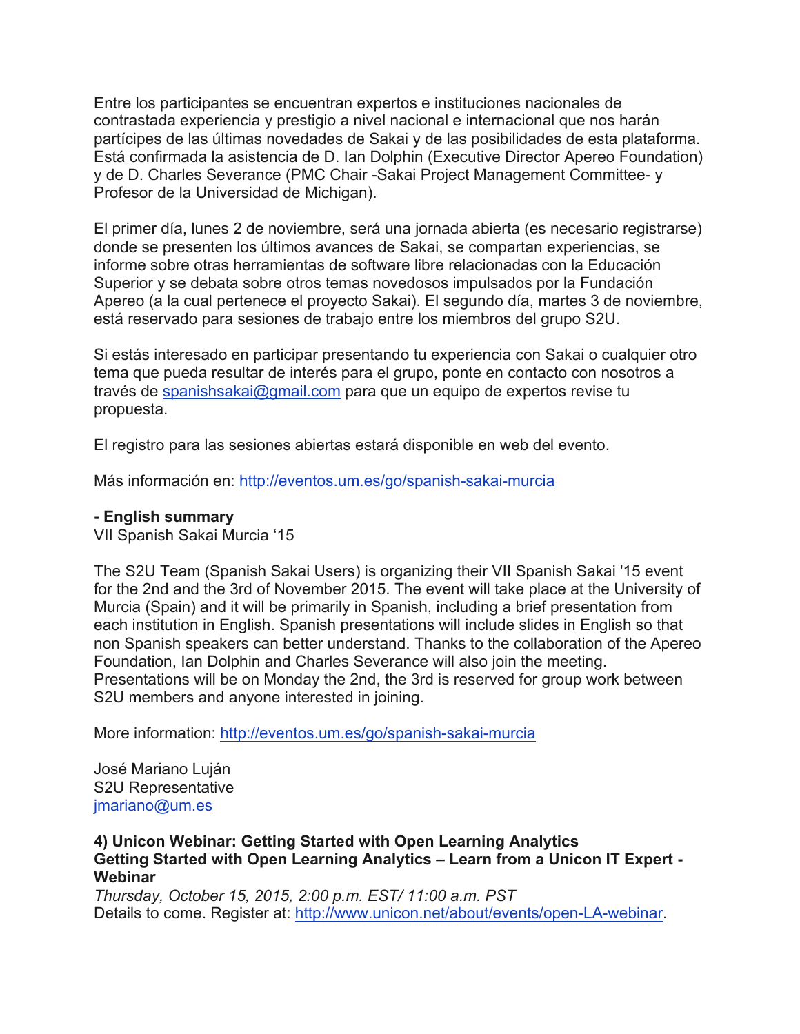Entre los participantes se encuentran expertos e instituciones nacionales de contrastada experiencia y prestigio a nivel nacional e internacional que nos harán partícipes de las últimas novedades de Sakai y de las posibilidades de esta plataforma. Está confirmada la asistencia de D. Ian Dolphin (Executive Director Apereo Foundation) y de D. Charles Severance (PMC Chair -Sakai Project Management Committee- y Profesor de la Universidad de Michigan).

El primer día, lunes 2 de noviembre, será una jornada abierta (es necesario registrarse) donde se presenten los últimos avances de Sakai, se compartan experiencias, se informe sobre otras herramientas de software libre relacionadas con la Educación Superior y se debata sobre otros temas novedosos impulsados por la Fundación Apereo (a la cual pertenece el proyecto Sakai). El segundo día, martes 3 de noviembre, está reservado para sesiones de trabajo entre los miembros del grupo S2U.

Si estás interesado en participar presentando tu experiencia con Sakai o cualquier otro tema que pueda resultar de interés para el grupo, ponte en contacto con nosotros a través de [spanishsakai@gmail.com](mailto:spanishsakai@gmail.com) para que un equipo de expertos revise tu propuesta.

El registro para las sesiones abiertas estará disponible en web del evento.

Más información en: [http://eventos.um.es/go/spanish-sakai-murcia](http://eventos.um.es/go/spanish-sakai-murcia)

**- English summary**
VII Spanish Sakai Murcia '15

The S2U Team (Spanish Sakai Users) is organizing their VII Spanish Sakai '15 event for the 2nd and the 3rd of November 2015. The event will take place at the University of Murcia (Spain) and it will be primarily in Spanish, including a brief presentation from each institution in English. Spanish presentations will include slides in English so that non Spanish speakers can better understand. Thanks to the collaboration of the Apereo Foundation, Ian Dolphin and Charles Severance will also join the meeting. Presentations will be on Monday the 2nd, the 3rd is reserved for group work between S2U members and anyone interested in joining.

More information: [http://eventos.um.es/go/spanish-sakai-murcia](http://eventos.um.es/go/spanish-sakai-murcia)

José Mariano Luján
S2U Representative
[jmariano@um.es](mailto:jmariano@um.es)

**4) Unicon Webinar: Getting Started with Open Learning Analytics**
**Getting Started with Open Learning Analytics – Learn from a Unicon IT Expert - Webinar**
*Thursday, October 15, 2015, 2:00 p.m. EST/ 11:00 a.m. PST*
Details to come. Register at: [http://www.unicon.net/about/events/open-LA-webinar](http://www.unicon.net/about/events/open-LA-webinar).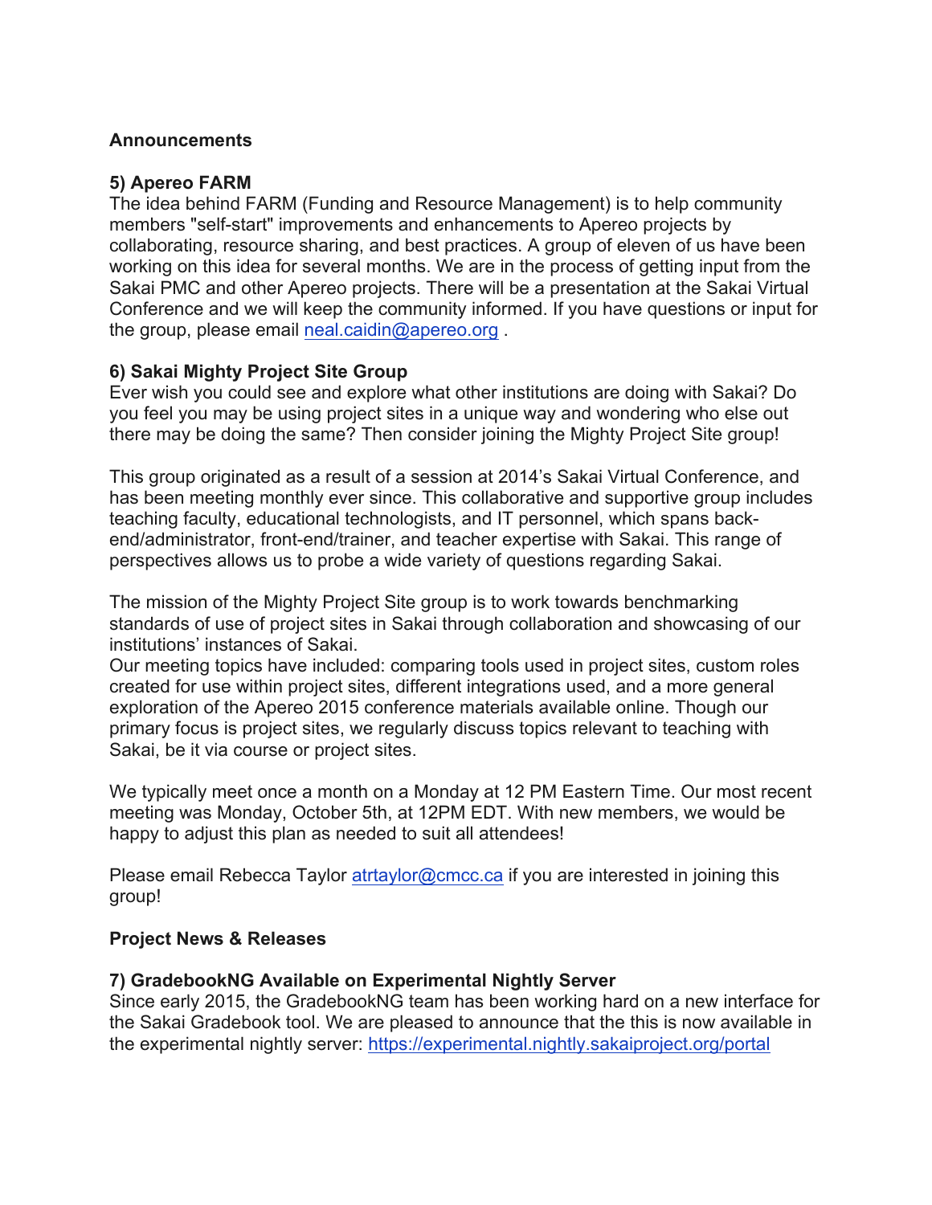**Announcements**

**5) Apereo FARM**

The idea behind FARM (Funding and Resource Management) is to help community members "self-start" improvements and enhancements to Apereo projects by collaborating, resource sharing, and best practices. A group of eleven of us have been working on this idea for several months. We are in the process of getting input from the Sakai PMC and other Apereo projects. There will be a presentation at the Sakai Virtual Conference and we will keep the community informed. If you have questions or input for the group, please email neal.caidin@apereo.org .

**6) Sakai Mighty Project Site Group**

Ever wish you could see and explore what other institutions are doing with Sakai? Do you feel you may be using project sites in a unique way and wondering who else out there may be doing the same? Then consider joining the Mighty Project Site group!

This group originated as a result of a session at 2014's Sakai Virtual Conference, and has been meeting monthly ever since. This collaborative and supportive group includes teaching faculty, educational technologists, and IT personnel, which spans back-end/administrator, front-end/trainer, and teacher expertise with Sakai. This range of perspectives allows us to probe a wide variety of questions regarding Sakai.

The mission of the Mighty Project Site group is to work towards benchmarking standards of use of project sites in Sakai through collaboration and showcasing of our institutions' instances of Sakai.

Our meeting topics have included: comparing tools used in project sites, custom roles created for use within project sites, different integrations used, and a more general exploration of the Apereo 2015 conference materials available online. Though our primary focus is project sites, we regularly discuss topics relevant to teaching with Sakai, be it via course or project sites.

We typically meet once a month on a Monday at 12 PM Eastern Time. Our most recent meeting was Monday, October 5th, at 12PM EDT. With new members, we would be happy to adjust this plan as needed to suit all attendees!

Please email Rebecca Taylor atrtaylor@cmcc.ca if you are interested in joining this group!

**Project News & Releases**

**7) GradebookNG Available on Experimental Nightly Server**

Since early 2015, the GradebookNG team has been working hard on a new interface for the Sakai Gradebook tool. We are pleased to announce that the this is now available in the experimental nightly server: https://experimental.nightly.sakaiproject.org/portal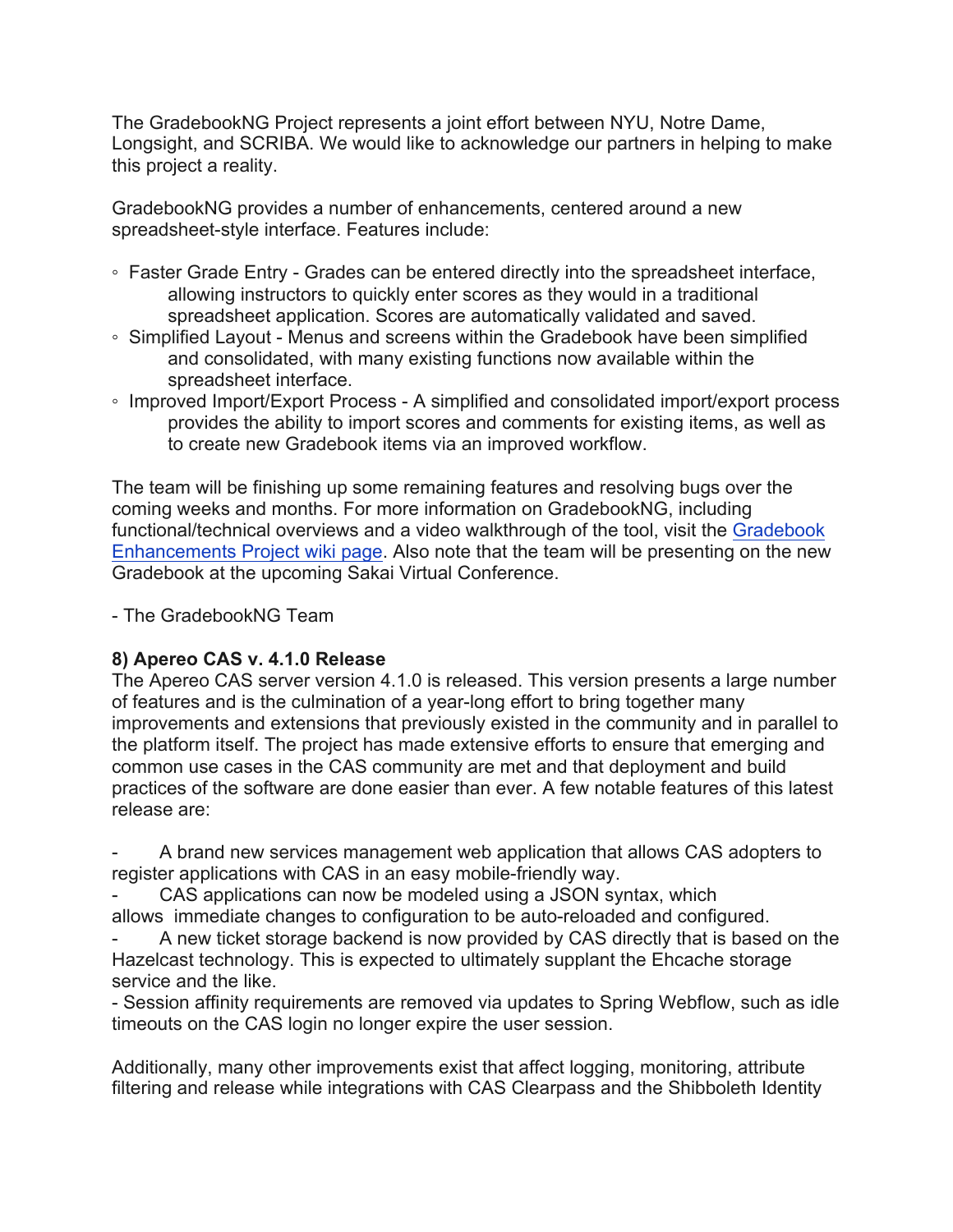The GradebookNG Project represents a joint effort between NYU, Notre Dame, Longsight, and SCRIBA. We would like to acknowledge our partners in helping to make this project a reality.

GradebookNG provides a number of enhancements, centered around a new spreadsheet-style interface. Features include:

- Faster Grade Entry - Grades can be entered directly into the spreadsheet interface, allowing instructors to quickly enter scores as they would in a traditional spreadsheet application. Scores are automatically validated and saved.
- Simplified Layout - Menus and screens within the Gradebook have been simplified and consolidated, with many existing functions now available within the spreadsheet interface.
- Improved Import/Export Process - A simplified and consolidated import/export process provides the ability to import scores and comments for existing items, as well as to create new Gradebook items via an improved workflow.

The team will be finishing up some remaining features and resolving bugs over the coming weeks and months. For more information on GradebookNG, including functional/technical overviews and a video walkthrough of the tool, visit the Gradebook Enhancements Project wiki page. Also note that the team will be presenting on the new Gradebook at the upcoming Sakai Virtual Conference.

- The GradebookNG Team

**8) Apereo CAS v. 4.1.0 Release**

The Apereo CAS server version 4.1.0 is released. This version presents a large number of features and is the culmination of a year-long effort to bring together many improvements and extensions that previously existed in the community and in parallel to the platform itself. The project has made extensive efforts to ensure that emerging and common use cases in the CAS community are met and that deployment and build practices of the software are done easier than ever. A few notable features of this latest release are:

- A brand new services management web application that allows CAS adopters to register applications with CAS in an easy mobile-friendly way.
- CAS applications can now be modeled using a JSON syntax, which allows immediate changes to configuration to be auto-reloaded and configured.
- A new ticket storage backend is now provided by CAS directly that is based on the Hazelcast technology. This is expected to ultimately supplant the Ehcache storage service and the like.
- Session affinity requirements are removed via updates to Spring Webflow, such as idle timeouts on the CAS login no longer expire the user session.

Additionally, many other improvements exist that affect logging, monitoring, attribute filtering and release while integrations with CAS Clearpass and the Shibboleth Identity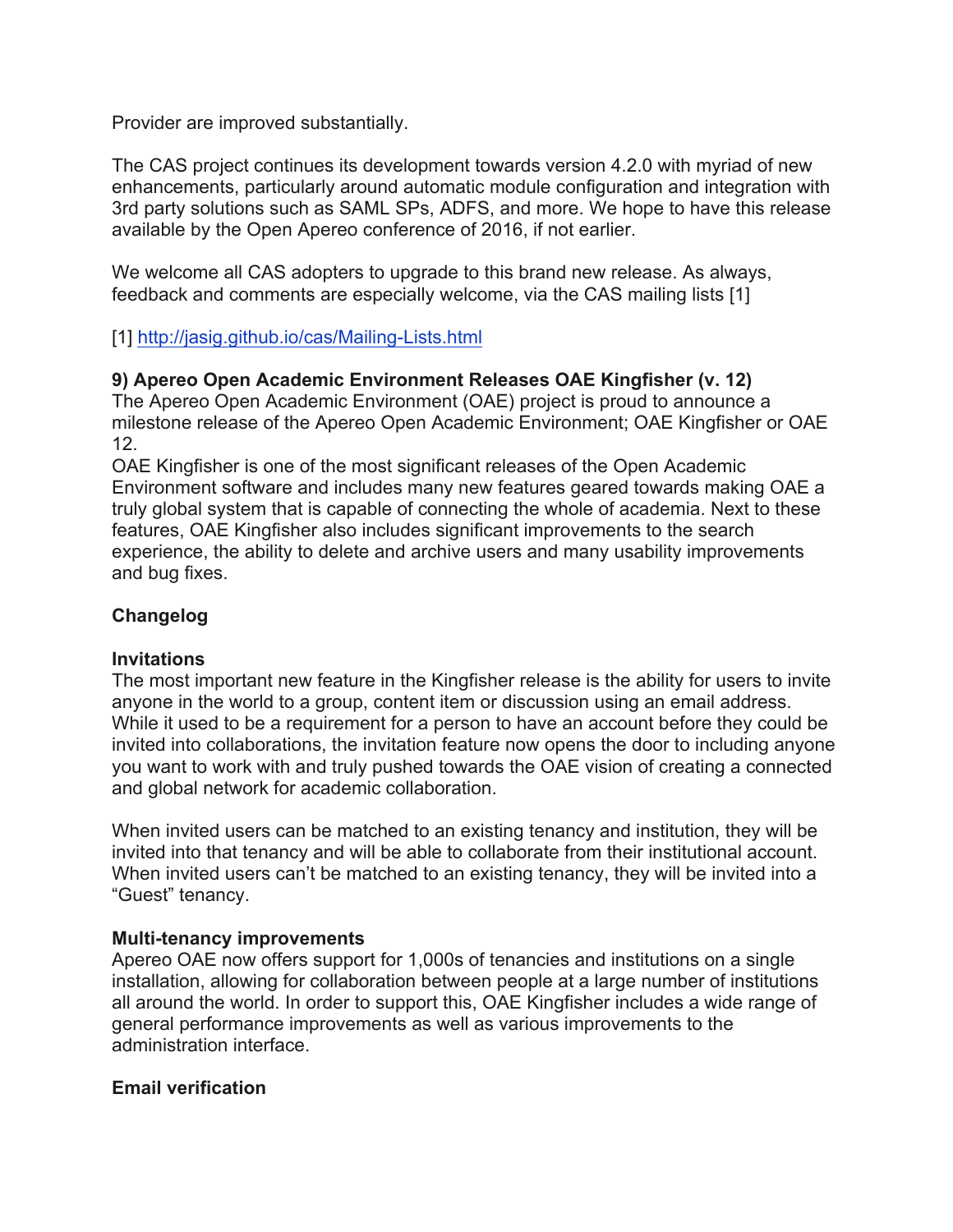Provider are improved substantially.

The CAS project continues its development towards version 4.2.0 with myriad of new enhancements, particularly around automatic module configuration and integration with 3rd party solutions such as SAML SPs, ADFS, and more. We hope to have this release available by the Open Apereo conference of 2016, if not earlier.

We welcome all CAS adopters to upgrade to this brand new release. As always, feedback and comments are especially welcome, via the CAS mailing lists [1]

[1] http://jasig.github.io/cas/Mailing-Lists.html

**9) Apereo Open Academic Environment Releases OAE Kingfisher (v. 12)**

The Apereo Open Academic Environment (OAE) project is proud to announce a milestone release of the Apereo Open Academic Environment; OAE Kingfisher or OAE 12.

OAE Kingfisher is one of the most significant releases of the Open Academic Environment software and includes many new features geared towards making OAE a truly global system that is capable of connecting the whole of academia. Next to these features, OAE Kingfisher also includes significant improvements to the search experience, the ability to delete and archive users and many usability improvements and bug fixes.

**Changelog**

**Invitations**

The most important new feature in the Kingfisher release is the ability for users to invite anyone in the world to a group, content item or discussion using an email address. While it used to be a requirement for a person to have an account before they could be invited into collaborations, the invitation feature now opens the door to including anyone you want to work with and truly pushed towards the OAE vision of creating a connected and global network for academic collaboration.

When invited users can be matched to an existing tenancy and institution, they will be invited into that tenancy and will be able to collaborate from their institutional account. When invited users can't be matched to an existing tenancy, they will be invited into a "Guest" tenancy.

**Multi-tenancy improvements**

Apereo OAE now offers support for 1,000s of tenancies and institutions on a single installation, allowing for collaboration between people at a large number of institutions all around the world. In order to support this, OAE Kingfisher includes a wide range of general performance improvements as well as various improvements to the administration interface.

**Email verification**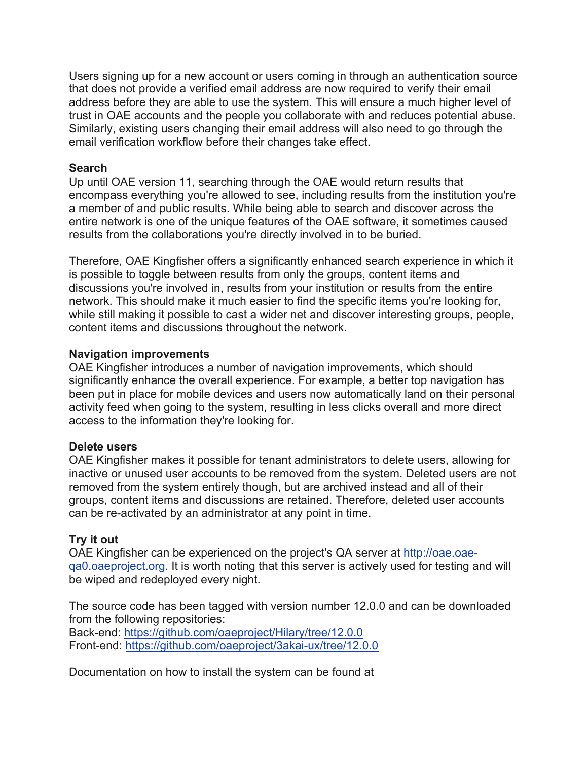Users signing up for a new account or users coming in through an authentication source that does not provide a verified email address are now required to verify their email address before they are able to use the system. This will ensure a much higher level of trust in OAE accounts and the people you collaborate with and reduces potential abuse. Similarly, existing users changing their email address will also need to go through the email verification workflow before their changes take effect.

**Search**
Up until OAE version 11, searching through the OAE would return results that encompass everything you're allowed to see, including results from the institution you're a member of and public results. While being able to search and discover across the entire network is one of the unique features of the OAE software, it sometimes caused results from the collaborations you're directly involved in to be buried.

Therefore, OAE Kingfisher offers a significantly enhanced search experience in which it is possible to toggle between results from only the groups, content items and discussions you're involved in, results from your institution or results from the entire network. This should make it much easier to find the specific items you're looking for, while still making it possible to cast a wider net and discover interesting groups, people, content items and discussions throughout the network.

**Navigation improvements**
OAE Kingfisher introduces a number of navigation improvements, which should significantly enhance the overall experience. For example, a better top navigation has been put in place for mobile devices and users now automatically land on their personal activity feed when going to the system, resulting in less clicks overall and more direct access to the information they're looking for.

**Delete users**
OAE Kingfisher makes it possible for tenant administrators to delete users, allowing for inactive or unused user accounts to be removed from the system. Deleted users are not removed from the system entirely though, but are archived instead and all of their groups, content items and discussions are retained. Therefore, deleted user accounts can be re-activated by an administrator at any point in time.

**Try it out**
OAE Kingfisher can be experienced on the project's QA server at [http://oae.oae-qa0.oaeproject.org](http://oae.oae-qa0.oaeproject.org). It is worth noting that this server is actively used for testing and will be wiped and redeployed every night.

The source code has been tagged with version number 12.0.0 and can be downloaded from the following repositories:
Back-end: [https://github.com/oaeproject/Hilary/tree/12.0.0](https://github.com/oaeproject/Hilary/tree/12.0.0)
Front-end: [https://github.com/oaeproject/3akai-ux/tree/12.0.0](https://github.com/oaeproject/3akai-ux/tree/12.0.0)

Documentation on how to install the system can be found at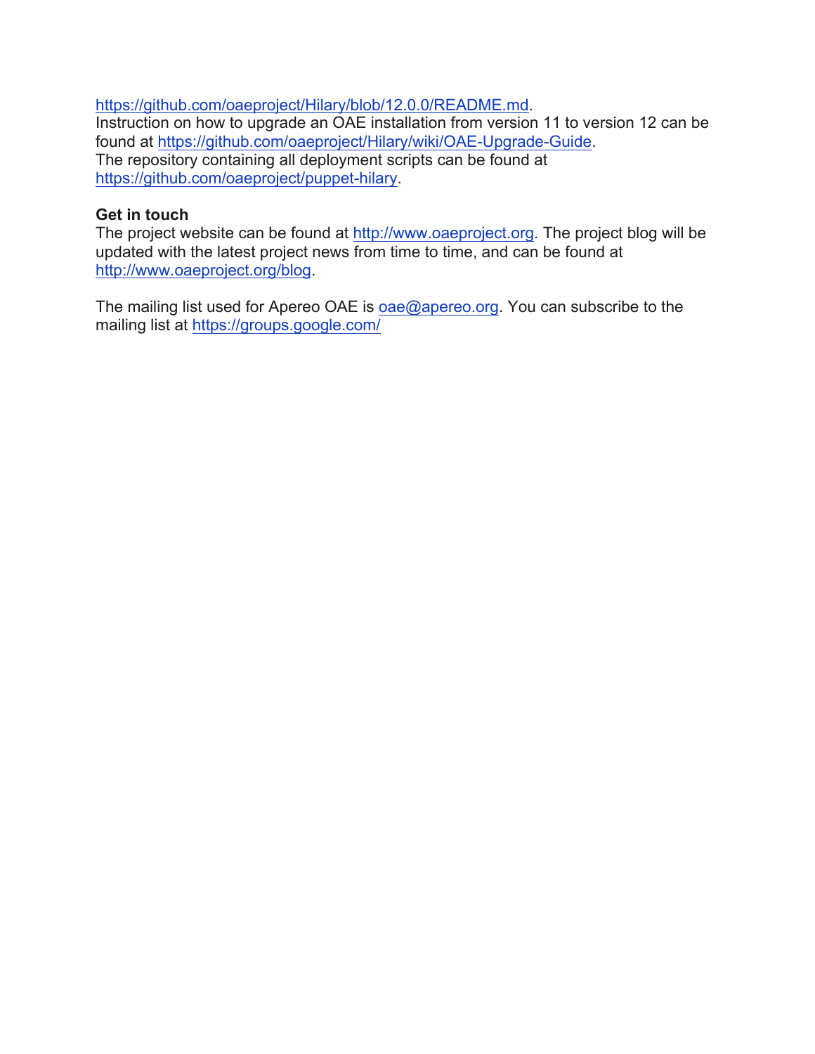https://github.com/oaeproject/Hilary/blob/12.0.0/README.md.
Instruction on how to upgrade an OAE installation from version 11 to version 12 can be found at https://github.com/oaeproject/Hilary/wiki/OAE-Upgrade-Guide.
The repository containing all deployment scripts can be found at https://github.com/oaeproject/puppet-hilary.

**Get in touch**
The project website can be found at http://www.oaeproject.org. The project blog will be updated with the latest project news from time to time, and can be found at http://www.oaeproject.org/blog.

The mailing list used for Apereo OAE is oae@apereo.org. You can subscribe to the mailing list at https://groups.google.com/